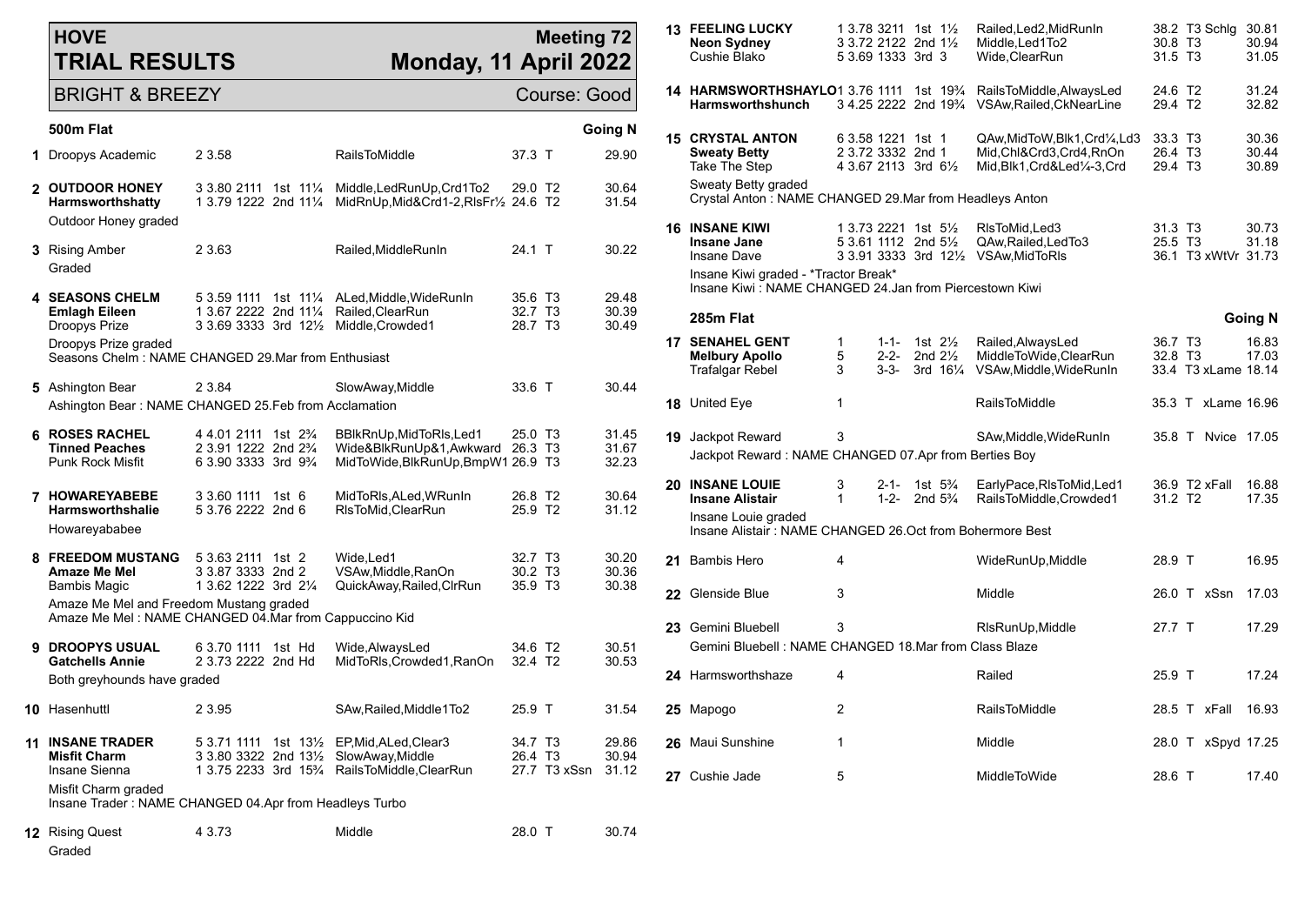# HOVE TRIAL RESULTS

**Meeting 72 — Monday, 11 April 2022**

BRIGHT & BREEZY — Course: Good

## 500m Flat — Going N

| Trial | Greyhound | Trap/Sect/Pos | Result | Comments | Wt | Remarks | Time |
|---|---|---|---|---|---|---|---|
| 1 | Droopys Academic | 2 3.58 | | RailsToMiddle | 37.3 | T | 29.90 |
| 2 | **OUTDOOR HONEY** | 3 3.80 2111 | 1st 11¼ | Middle,LedRunUp,Crd1To2 | 29.0 | T2 | 30.64 |
| | **Harmsworthshatty** | 1 3.79 1222 | 2nd 11¼ | MidRnUp,Mid&Crd1-2,RlsFr½ | 24.6 | T2 | 31.54 |
| | Outdoor Honey graded | | | | | | |
| 3 | Rising Amber | 2 3.63 | | Railed,MiddleRunIn | 24.1 | T | 30.22 |
| | Graded | | | | | | |
| 4 | **SEASONS CHELM** | 5 3.59 1111 | 1st 11¼ | ALed,Middle,WideRunIn | 35.6 | T3 | 29.48 |
| | **Emlagh Eileen** | 1 3.67 2222 | 2nd 11¼ | Railed,ClearRun | 32.7 | T3 | 30.39 |
| | Droopys Prize | 3 3.69 3333 | 3rd 12½ | Middle,Crowded1 | 28.7 | T3 | 30.49 |
| | Droopys Prize graded | | | | | | |
| | Seasons Chelm : NAME CHANGED 29.Mar from Enthusiast | | | | | | |
| 5 | Ashington Bear | 2 3.84 | | SlowAway,Middle | 33.6 | T | 30.44 |
| | Ashington Bear : NAME CHANGED 25.Feb from Acclamation | | | | | | |
| 6 | **ROSES RACHEL** | 4 4.01 2111 | 1st 2¾ | BBlkRnUp,MidToRls,Led1 | 25.0 | T3 | 31.45 |
| | **Tinned Peaches** | 2 3.91 1222 | 2nd 2¾ | Wide&BlkRunUp&1,Awkward | 26.3 | T3 | 31.67 |
| | Punk Rock Misfit | 6 3.90 3333 | 3rd 9¾ | MidToWide,BlkRunUp,BmpW1 | 26.9 | T3 | 32.23 |
| 7 | **HOWAREYABEBE** | 3 3.60 1111 | 1st 6 | MidToRls,ALed,WRunIn | 26.8 | T2 | 30.64 |
| | **Harmsworthshalie** | 5 3.76 2222 | 2nd 6 | RlsToMid,ClearRun | 25.9 | T2 | 31.12 |
| | Howareyababee | | | | | | |
| 8 | **FREEDOM MUSTANG** | 5 3.63 2111 | 1st 2 | Wide,Led1 | 32.7 | T3 | 30.20 |
| | **Amaze Me Mel** | 3 3.87 3333 | 2nd 2 | VSAw,Middle,RanOn | 30.2 | T3 | 30.36 |
| | Bambis Magic | 1 3.62 1222 | 3rd 2¼ | QuickAway,Railed,ClrRun | 35.9 | T3 | 30.38 |
| | Amaze Me Mel and Freedom Mustang graded | | | | | | |
| | Amaze Me Mel : NAME CHANGED 04.Mar from Cappuccino Kid | | | | | | |
| 9 | **DROOPYS USUAL** | 6 3.70 1111 | 1st Hd | Wide,AlwaysLed | 34.6 | T2 | 30.51 |
| | **Gatchells Annie** | 2 3.73 2222 | 2nd Hd | MidToRls,Crowded1,RanOn | 32.4 | T2 | 30.53 |
| | Both greyhounds have graded | | | | | | |
| 10 | Hasenhuttl | 2 3.95 | | SAw,Railed,Middle1To2 | 25.9 | T | 31.54 |
| 11 | **INSANE TRADER** | 5 3.71 1111 | 1st 13½ | EP,Mid,ALed,Clear3 | 34.7 | T3 | 29.86 |
| | **Misfit Charm** | 3 3.80 3322 | 2nd 13½ | SlowAway,Middle | 26.4 | T3 | 30.94 |
| | Insane Sienna | 1 3.75 2233 | 3rd 15¾ | RailsToMiddle,ClearRun | 27.7 | T3 xSsn | 31.12 |
| | Misfit Charm graded | | | | | | |
| | Insane Trader : NAME CHANGED 04.Apr from Headleys Turbo | | | | | | |
| 12 | Rising Quest | 4 3.73 | | Middle | 28.0 | T | 30.74 |
| | Graded | | | | | | |
| 13 | **FEELING LUCKY** | 1 3.78 3211 | 1st 1½ | Railed,Led2,MidRunIn | 38.2 | T3 Schlg | 30.81 |
| | **Neon Sydney** | 3 3.72 2122 | 2nd 1½ | Middle,Led1To2 | 30.8 | T3 | 30.94 |
| | Cushie Blako | 5 3.69 1333 | 3rd 3 | Wide,ClearRun | 31.5 | T3 | 31.05 |
| 14 | **HARMSWORTHSHAYLO** | 1 3.76 1111 | 1st 19¾ | RailsToMiddle,AlwaysLed | 24.6 | T2 | 31.24 |
| | **Harmsworthshunch** | 3 4.25 2222 | 2nd 19¾ | VSAw,Railed,CkNearLine | 29.4 | T2 | 32.82 |
| 15 | **CRYSTAL ANTON** | 6 3.58 1221 | 1st 1 | QAw,MidToW,Blk1,Crd¼,Ld3 | 33.3 | T3 | 30.36 |
| | **Sweaty Betty** | 2 3.72 3332 | 2nd 1 | Mid,Chl&Crd3,Crd4,RnOn | 26.4 | T3 | 30.44 |
| | Take The Step | 4 3.67 2113 | 3rd 6½ | Mid,Blk1,Crd&Led¼-3,Crd | 29.4 | T3 | 30.89 |
| | Sweaty Betty graded | | | | | | |
| | Crystal Anton : NAME CHANGED 29.Mar from Headleys Anton | | | | | | |
| 16 | **INSANE KIWI** | 1 3.73 2221 | 1st 5½ | RlsToMid,Led3 | 31.3 | T3 | 30.73 |
| | **Insane Jane** | 5 3.61 1112 | 2nd 5½ | QAw,Railed,LedTo3 | 25.5 | T3 | 31.18 |
| | Insane Dave | 3 3.91 3333 | 3rd 12½ | VSAw,MidToRls | 36.1 | T3 xWtVr | 31.73 |
| | Insane Kiwi graded - *Tractor Break* | | | | | | |
| | Insane Kiwi : NAME CHANGED 24.Jan from Piercestown Kiwi | | | | | | |

## 285m Flat — Going N

| Trial | Greyhound | Trap/Sect/Pos | Result | Comments | Wt | Remarks | Time |
|---|---|---|---|---|---|---|---|
| 17 | **SENAHEL GENT** | 1 1-1- | 1st 2½ | Railed,AlwaysLed | 36.7 | T3 | 16.83 |
| | **Melbury Apollo** | 5 2-2- | 2nd 2½ | MiddleToWide,ClearRun | 32.8 | T3 | 17.03 |
| | Trafalgar Rebel | 3 3-3- | 3rd 16¼ | VSAw,Middle,WideRunIn | 33.4 | T3 xLame | 18.14 |
| 18 | United Eye | 1 | | RailsToMiddle | 35.3 | T xLame | 16.96 |
| 19 | Jackpot Reward | 3 | | SAw,Middle,WideRunIn | 35.8 | T Nvice | 17.05 |
| | Jackpot Reward : NAME CHANGED 07.Apr from Berties Boy | | | | | | |
| 20 | **INSANE LOUIE** | 3 2-1- | 1st 5¾ | EarlyPace,RlsToMid,Led1 | 36.9 | T2 xFall | 16.88 |
| | **Insane Alistair** | 1 1-2- | 2nd 5¾ | RailsToMiddle,Crowded1 | 31.2 | T2 | 17.35 |
| | Insane Louie graded | | | | | | |
| | Insane Alistair : NAME CHANGED 26.Oct from Bohermore Best | | | | | | |
| 21 | Bambis Hero | 4 | | WideRunUp,Middle | 28.9 | T | 16.95 |
| 22 | Glenside Blue | 3 | | Middle | 26.0 | T xSsn | 17.03 |
| 23 | Gemini Bluebell | 3 | | RlsRunUp,Middle | 27.7 | T | 17.29 |
| | Gemini Bluebell : NAME CHANGED 18.Mar from Class Blaze | | | | | | |
| 24 | Harmsworthshaze | 4 | | Railed | 25.9 | T | 17.24 |
| 25 | Mapogo | 2 | | RailsToMiddle | 28.5 | T xFall | 16.93 |
| 26 | Maui Sunshine | 1 | | Middle | 28.0 | T xSpyd | 17.25 |
| 27 | Cushie Jade | 5 | | MiddleToWide | 28.6 | T | 17.40 |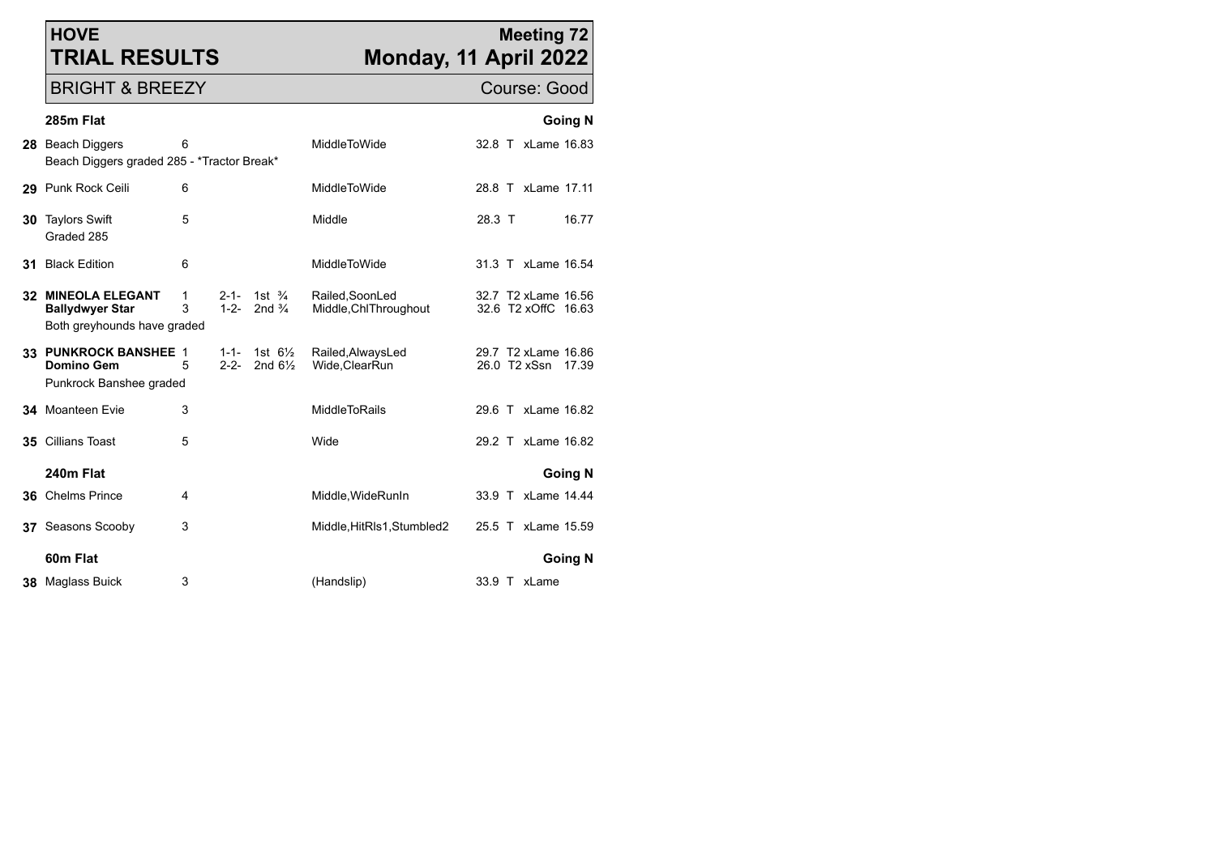# HOVE TRIAL RESULTS

**Meeting 72**
**Monday, 11 April 2022**

BRIGHT & BREEZY — Course: Good

### 285m Flat — Going N

| | | | | | | |
|---|---|---|---|---|---|---|
| **28** | Beach Diggers | 6 | | | MiddleToWide | 32.8 T xLame 16.83 |
| | Beach Diggers graded 285 - *Tractor Break* | | | | | |
| **29** | Punk Rock Ceili | 6 | | | MiddleToWide | 28.8 T xLame 17.11 |
| **30** | Taylors Swift | 5 | | | Middle | 28.3 T 16.77 |
| | Graded 285 | | | | | |
| **31** | Black Edition | 6 | | | MiddleToWide | 31.3 T xLame 16.54 |
| **32** | **MINEOLA ELEGANT** | 1 | 2-1- | 1st ¾ | Railed,SoonLed | 32.7 T2 xLame 16.56 |
| | **Ballydwyer Star** | 3 | 1-2- | 2nd ¾ | Middle,ChlThroughout | 32.6 T2 xOffC 16.63 |
| | Both greyhounds have graded | | | | | |
| **33** | **PUNKROCK BANSHEE** | 1 | 1-1- | 1st 6½ | Railed,AlwaysLed | 29.7 T2 xLame 16.86 |
| | **Domino Gem** | 5 | 2-2- | 2nd 6½ | Wide,ClearRun | 26.0 T2 xSsn 17.39 |
| | Punkrock Banshee graded | | | | | |
| **34** | Moanteen Evie | 3 | | | MiddleToRails | 29.6 T xLame 16.82 |
| **35** | Cillians Toast | 5 | | | Wide | 29.2 T xLame 16.82 |

### 240m Flat — Going N

| | | | | | | |
|---|---|---|---|---|---|---|
| **36** | Chelms Prince | 4 | | | Middle,WideRunIn | 33.9 T xLame 14.44 |
| **37** | Seasons Scooby | 3 | | | Middle,HitRls1,Stumbled2 | 25.5 T xLame 15.59 |

### 60m Flat — Going N

| | | | | | | |
|---|---|---|---|---|---|---|
| **38** | Maglass Buick | 3 | | | (Handslip) | 33.9 T xLame |